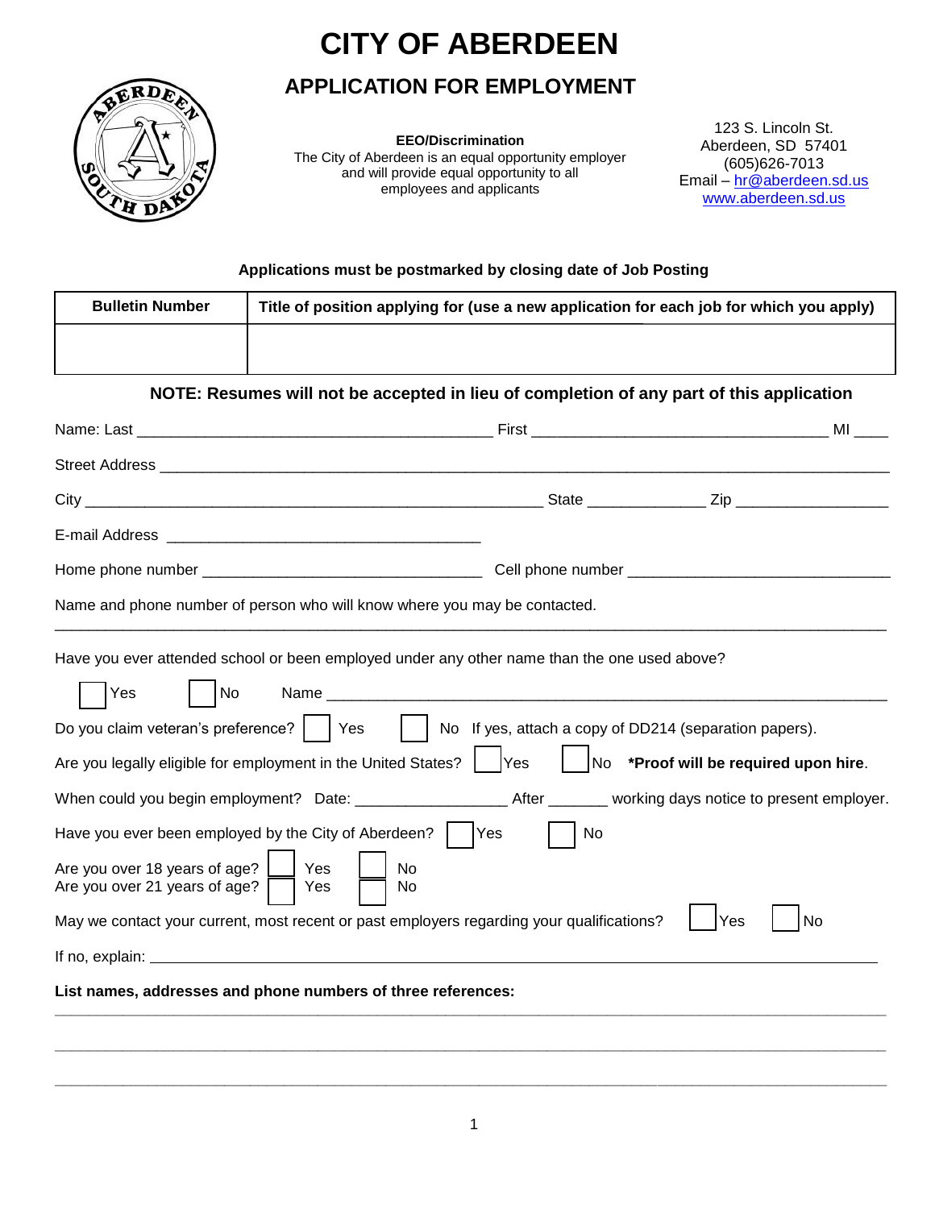# CITY OF ABERDEEN

## APPLICATION FOR EMPLOYMENT

**EEO/Discrimination**
The City of Aberdeen is an equal opportunity employer and will provide equal opportunity to all employees and applicants

123 S. Lincoln St.
Aberdeen, SD 57401
(605)626-7013
Email – hr@aberdeen.sd.us
www.aberdeen.sd.us

**Applications must be postmarked by closing date of Job Posting**

| Bulletin Number | Title of position applying for (use a new application for each job for which you apply) |
|---|---|
| | |

**NOTE: Resumes will not be accepted in lieu of completion of any part of this application**

Name: Last ________________________________________ First ________________________________ MI ____

Street Address ________________________________________________________________________________

City ____________________________________________________ State _____________ Zip _________________

E-mail Address ____________________________________

Home phone number ________________________________ Cell phone number _____________________________

Name and phone number of person who will know where you may be contacted.

________________________________________________________________________________________________

Have you ever attended school or been employed under any other name than the one used above?

☐ Yes ☐ No Name ____________________________________________________________________

Do you claim veteran's preference? ☐ Yes ☐ No If yes, attach a copy of DD214 (separation papers).

Are you legally eligible for employment in the United States? ☐ Yes ☐ No **\*Proof will be required upon hire**.

When could you begin employment? Date: _________________ After _______ working days notice to present employer.

Have you ever been employed by the City of Aberdeen? ☐ Yes ☐ No

Are you over 18 years of age? ☐ Yes ☐ No
Are you over 21 years of age? ☐ Yes ☐ No

May we contact your current, most recent or past employers regarding your qualifications? ☐ Yes ☐ No

If no, explain: ________________________________________________________________________________

**List names, addresses and phone numbers of three references:**

________________________________________________________________________________________________

________________________________________________________________________________________________

________________________________________________________________________________________________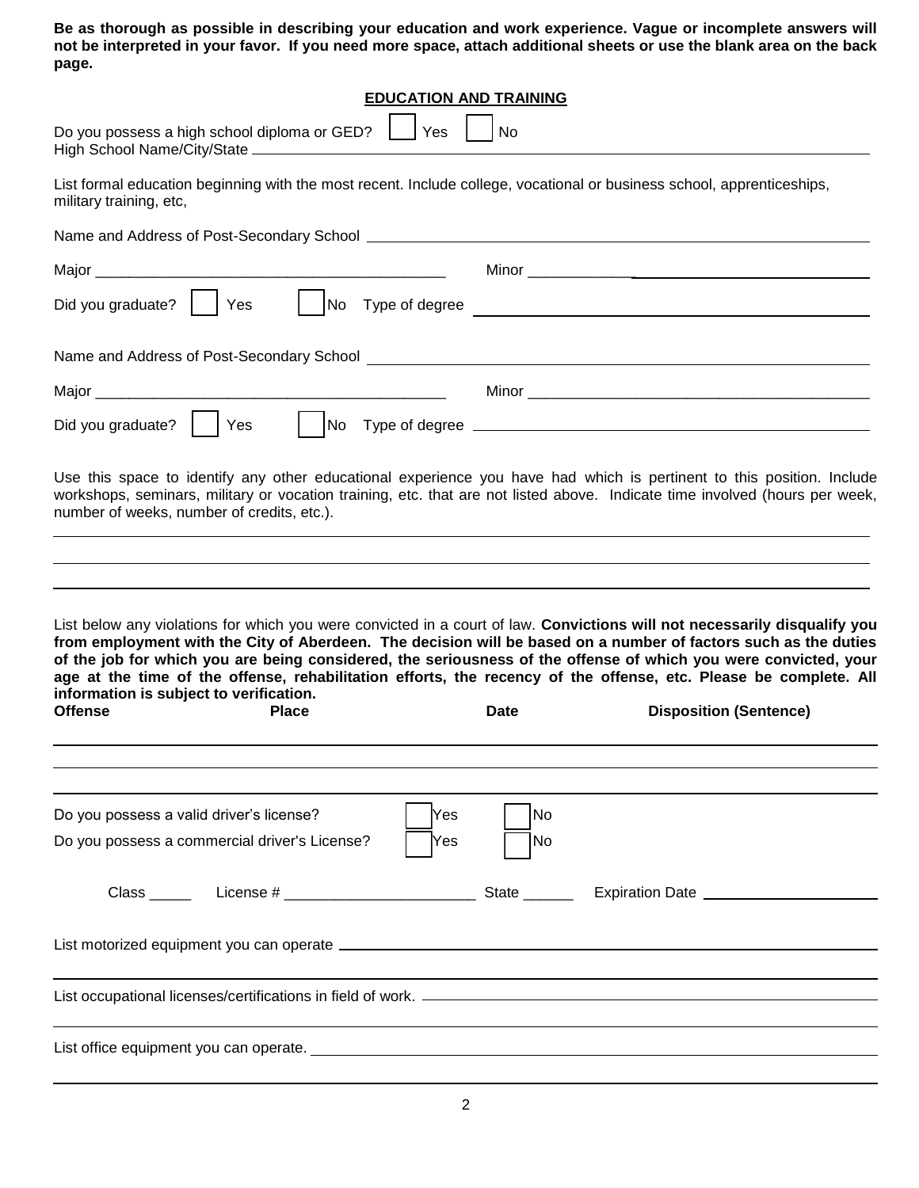**Be as thorough as possible in describing your education and work experience. Vague or incomplete answers will not be interpreted in your favor. If you need more space, attach additional sheets or use the blank area on the back page.**

## EDUCATION AND TRAINING

Do you possess a high school diploma or GED? ☐ Yes ☐ No

High School Name/City/State ______________________________

List formal education beginning with the most recent. Include college, vocational or business school, apprenticeships, military training, etc,

Name and Address of Post-Secondary School ______________________________

Major ______________________________ Minor ______________________________

Did you graduate? ☐ Yes ☐ No Type of degree ______________________________

Name and Address of Post-Secondary School ______________________________

Major ______________________________ Minor ______________________________

Did you graduate? ☐ Yes ☐ No Type of degree ______________________________

Use this space to identify any other educational experience you have had which is pertinent to this position. Include workshops, seminars, military or vocation training, etc. that are not listed above. Indicate time involved (hours per week, number of weeks, number of credits, etc.).

______________________________

______________________________

______________________________

List below any violations for which you were convicted in a court of law. **Convictions will not necessarily disqualify you from employment with the City of Aberdeen. The decision will be based on a number of factors such as the duties of the job for which you are being considered, the seriousness of the offense of which you were convicted, your age at the time of the offense, rehabilitation efforts, the recency of the offense, etc. Please be complete. All information is subject to verification.**

| Offense | Place | Date | Disposition (Sentence) |
|---|---|---|---|
| | | | |
| | | | |
| | | | |

Do you possess a valid driver's license? ☐ Yes ☐ No

Do you possess a commercial driver's License? ☐ Yes ☐ No

Class _____ License # ______________________ State ______ Expiration Date ______________________

List motorized equipment you can operate ______________________________

______________________________

List occupational licenses/certifications in field of work. ______________________________

______________________________

List office equipment you can operate. ______________________________

______________________________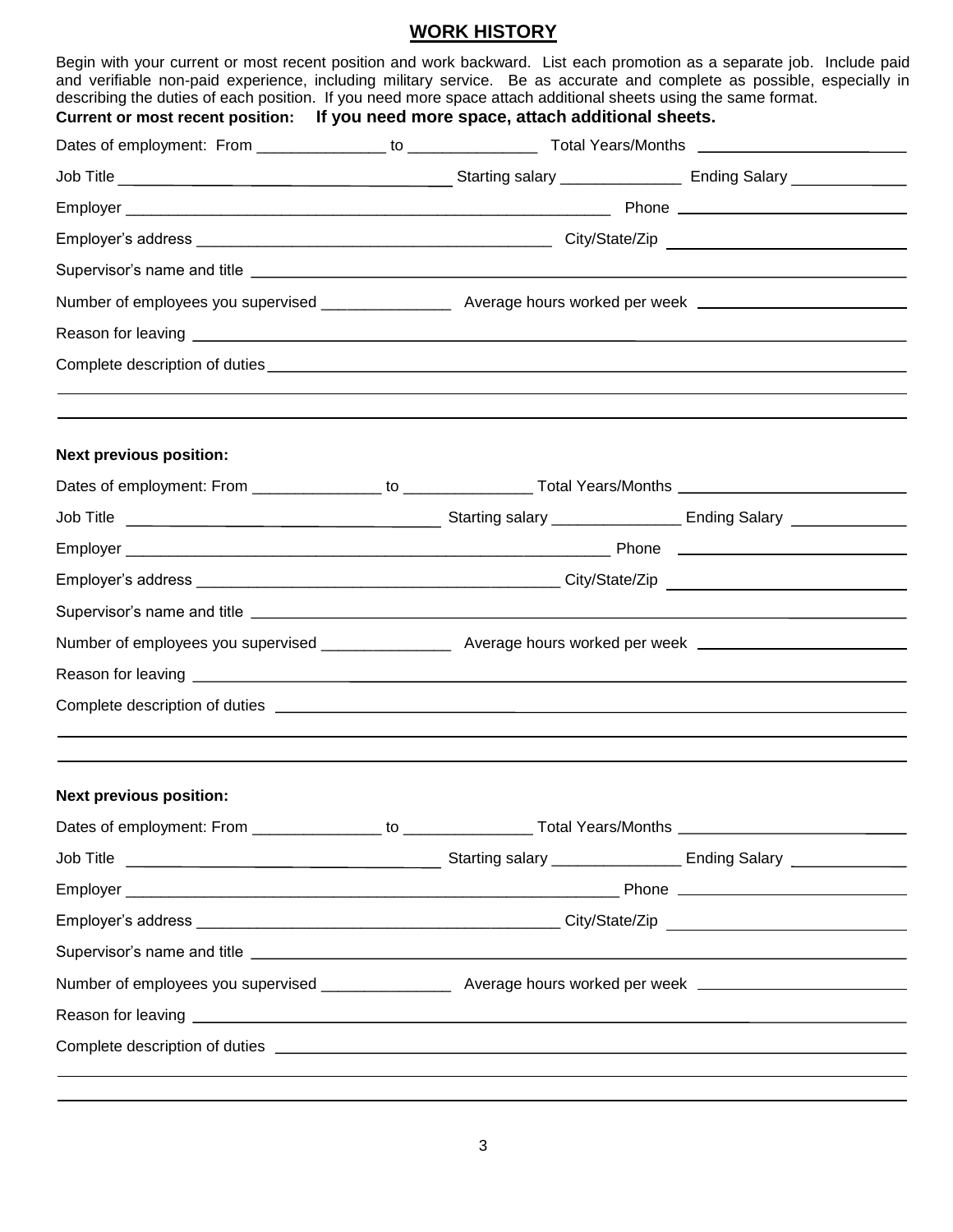## WORK HISTORY

Begin with your current or most recent position and work backward. List each promotion as a separate job. Include paid and verifiable non-paid experience, including military service. Be as accurate and complete as possible, especially in describing the duties of each position. If you need more space attach additional sheets using the same format.

**Current or most recent position:** **If you need more space, attach additional sheets.**

Dates of employment: From _______________ to _______________ Total Years/Months _______________________

Job Title _______________________________________ Starting salary ______________ Ending Salary ______________

Employer ___________________________________________________________ Phone ___________________________

Employer's address _________________________________________ City/State/Zip ____________________________

Supervisor's name and title ______________________________________________________________________________

Number of employees you supervised _______________ Average hours worked per week _______________________

Reason for leaving _____________________________________________________________________________________

Complete description of duties ____________________________________________________________________________

___________________________________________________________________________________________________

___________________________________________________________________________________________________

**Next previous position:**

Dates of employment: From _______________ to _______________ Total Years/Months _______________________

Job Title _______________________________________ Starting salary _______________ Ending Salary ______________

Employer ___________________________________________________________ Phone ___________________________

Employer's address _________________________________________ City/State/Zip ____________________________

Supervisor's name and title ______________________________________________________________________________

Number of employees you supervised _______________ Average hours worked per week _______________________

Reason for leaving _____________________________________________________________________________________

Complete description of duties ____________________________________________________________________________

___________________________________________________________________________________________________

___________________________________________________________________________________________________

**Next previous position:**

Dates of employment: From _______________ to _______________ Total Years/Months _______________________

Job Title _______________________________________ Starting salary _______________ Ending Salary ______________

Employer ___________________________________________________________ Phone ___________________________

Employer's address _________________________________________ City/State/Zip ____________________________

Supervisor's name and title ______________________________________________________________________________

Number of employees you supervised _______________ Average hours worked per week _______________________

Reason for leaving _____________________________________________________________________________________

Complete description of duties ____________________________________________________________________________

___________________________________________________________________________________________________

___________________________________________________________________________________________________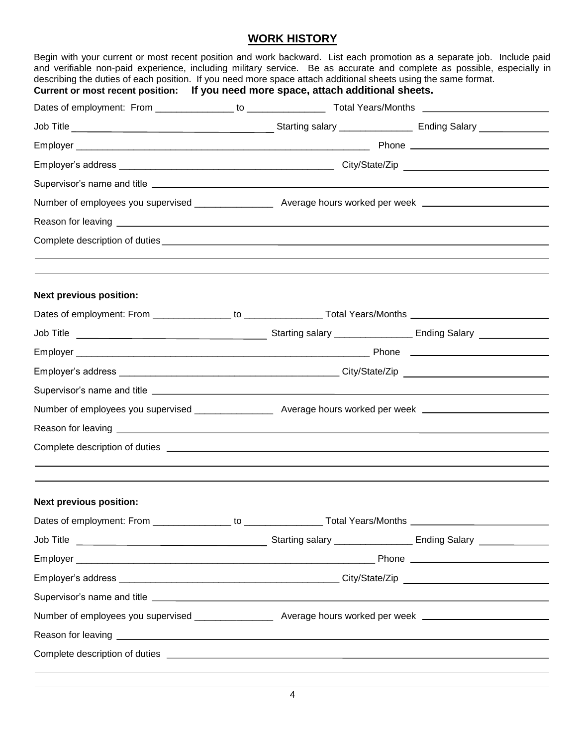## WORK HISTORY

Begin with your current or most recent position and work backward. List each promotion as a separate job. Include paid and verifiable non-paid experience, including military service. Be as accurate and complete as possible, especially in describing the duties of each position. If you need more space attach additional sheets using the same format.

**Current or most recent position: If you need more space, attach additional sheets.**

Dates of employment: From _______________ to _______________ Total Years/Months ________________________

Job Title ________________________________________ Starting salary ______________ Ending Salary ______________

Employer ____________________________________________________________ Phone ____________________________

Employer's address ____________________________________________ City/State/Zip ____________________________

Supervisor's name and title ______________________________________________________________________________

Number of employees you supervised _______________ Average hours worked per week ________________________

Reason for leaving ____________________________________________________________________________________

Complete description of duties ___________________________________________________________________________

______________________________________________________________________________________________________

______________________________________________________________________________________________________

**Next previous position:**

Dates of employment: From _______________ to _______________ Total Years/Months ________________________

Job Title ________________________________________ Starting salary _______________ Ending Salary ______________

Employer ____________________________________________________________ Phone ____________________________

Employer's address ____________________________________________ City/State/Zip ____________________________

Supervisor's name and title ______________________________________________________________________________

Number of employees you supervised _______________ Average hours worked per week ________________________

Reason for leaving ____________________________________________________________________________________

Complete description of duties ___________________________________________________________________________

______________________________________________________________________________________________________

______________________________________________________________________________________________________

**Next previous position:**

Dates of employment: From _______________ to _______________ Total Years/Months ________________________

Job Title ________________________________________ Starting salary _______________ Ending Salary ______________

Employer ____________________________________________________________ Phone ____________________________

Employer's address ____________________________________________ City/State/Zip ____________________________

Supervisor's name and title ______________________________________________________________________________

Number of employees you supervised _______________ Average hours worked per week ________________________

Reason for leaving ____________________________________________________________________________________

Complete description of duties ___________________________________________________________________________

______________________________________________________________________________________________________

______________________________________________________________________________________________________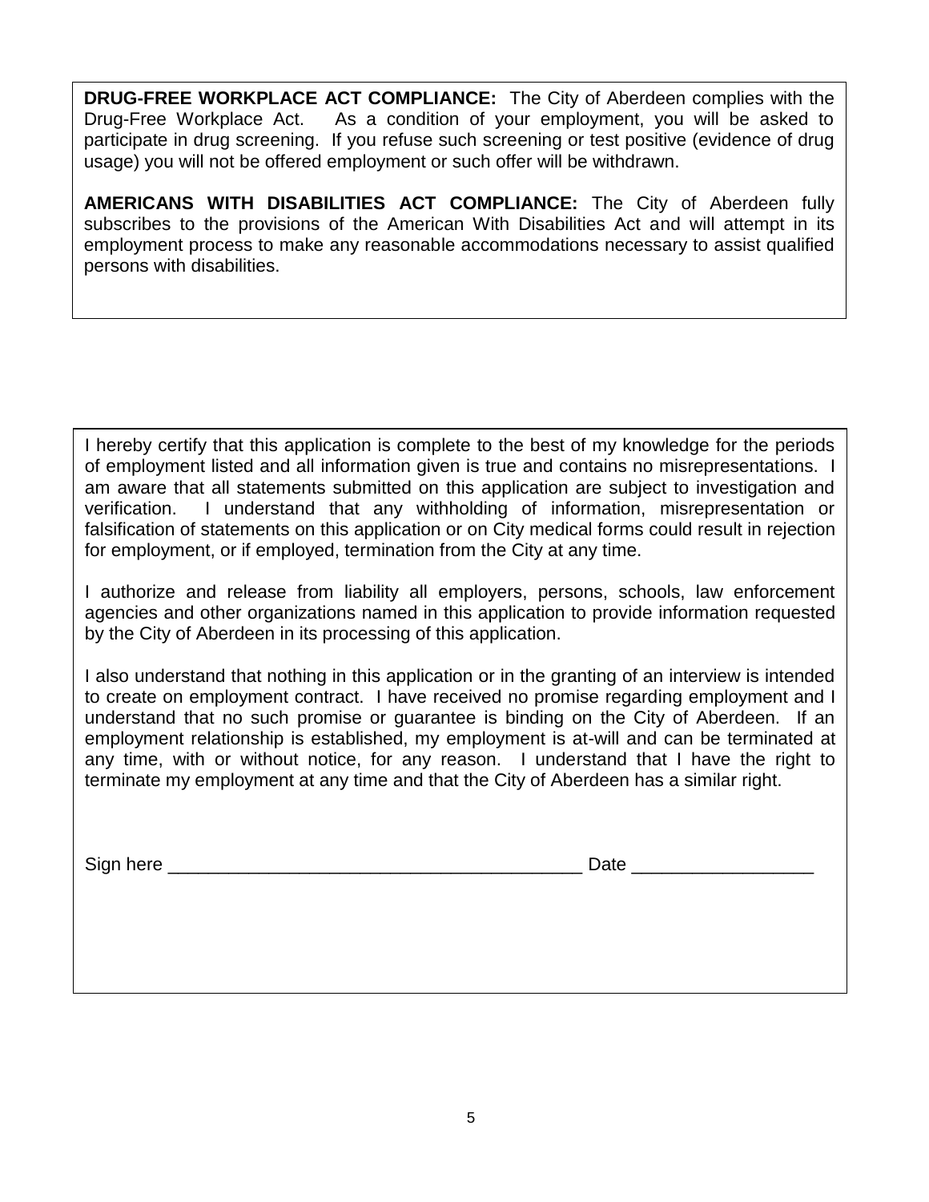**DRUG-FREE WORKPLACE ACT COMPLIANCE:** The City of Aberdeen complies with the Drug-Free Workplace Act. As a condition of your employment, you will be asked to participate in drug screening. If you refuse such screening or test positive (evidence of drug usage) you will not be offered employment or such offer will be withdrawn.

**AMERICANS WITH DISABILITIES ACT COMPLIANCE:** The City of Aberdeen fully subscribes to the provisions of the American With Disabilities Act and will attempt in its employment process to make any reasonable accommodations necessary to assist qualified persons with disabilities.

I hereby certify that this application is complete to the best of my knowledge for the periods of employment listed and all information given is true and contains no misrepresentations. I am aware that all statements submitted on this application are subject to investigation and verification. I understand that any withholding of information, misrepresentation or falsification of statements on this application or on City medical forms could result in rejection for employment, or if employed, termination from the City at any time.

I authorize and release from liability all employers, persons, schools, law enforcement agencies and other organizations named in this application to provide information requested by the City of Aberdeen in its processing of this application.

I also understand that nothing in this application or in the granting of an interview is intended to create on employment contract. I have received no promise regarding employment and I understand that no such promise or guarantee is binding on the City of Aberdeen. If an employment relationship is established, my employment is at-will and can be terminated at any time, with or without notice, for any reason. I understand that I have the right to terminate my employment at any time and that the City of Aberdeen has a similar right.

Sign here ________________________________________ Date _________________